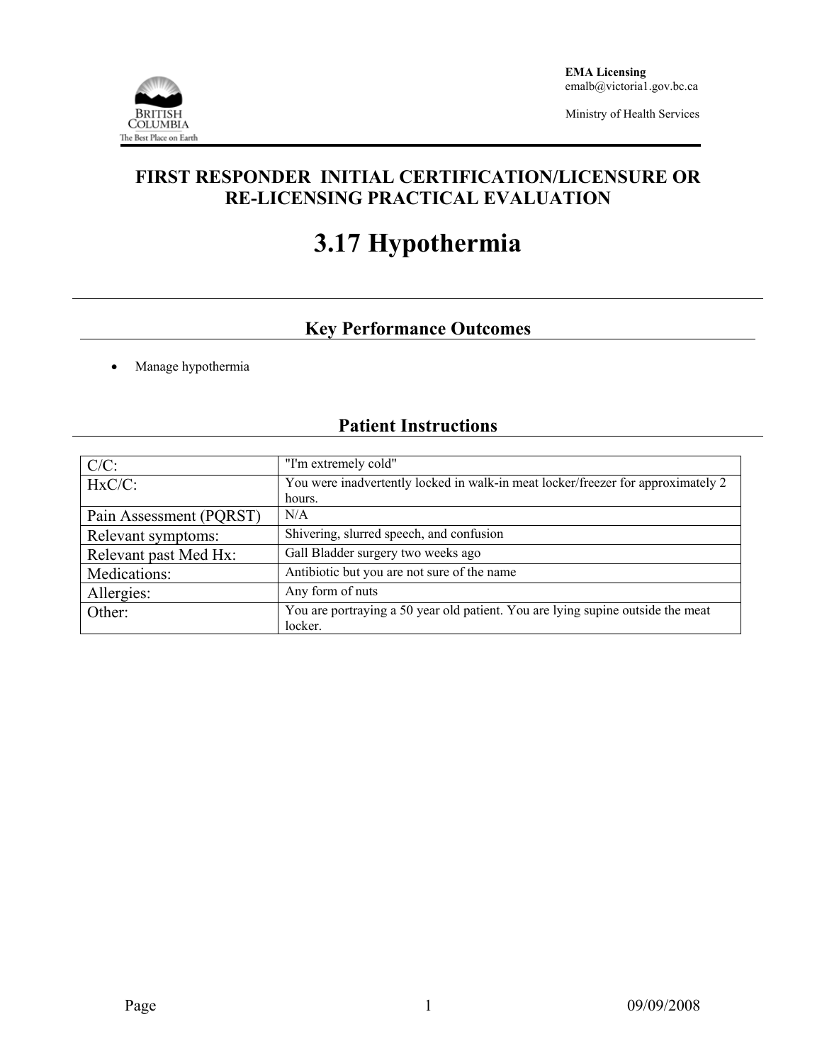**EMA Licensing**
emalb@victoria1.gov.bc.ca

Ministry of Health Services

# FIRST RESPONDER INITIAL CERTIFICATION/LICENSURE OR RE-LICENSING PRACTICAL EVALUATION

# 3.17 Hypothermia

## Key Performance Outcomes

- Manage hypothermia

## Patient Instructions

| | |
|---|---|
| C/C: | "I'm extremely cold" |
| HxC/C: | You were inadvertently locked in walk-in meat locker/freezer for approximately 2 hours. |
| Pain Assessment (PQRST) | N/A |
| Relevant symptoms: | Shivering, slurred speech, and confusion |
| Relevant past Med Hx: | Gall Bladder surgery two weeks ago |
| Medications: | Antibiotic but you are not sure of the name |
| Allergies: | Any form of nuts |
| Other: | You are portraying a 50 year old patient. You are lying supine outside the meat locker. |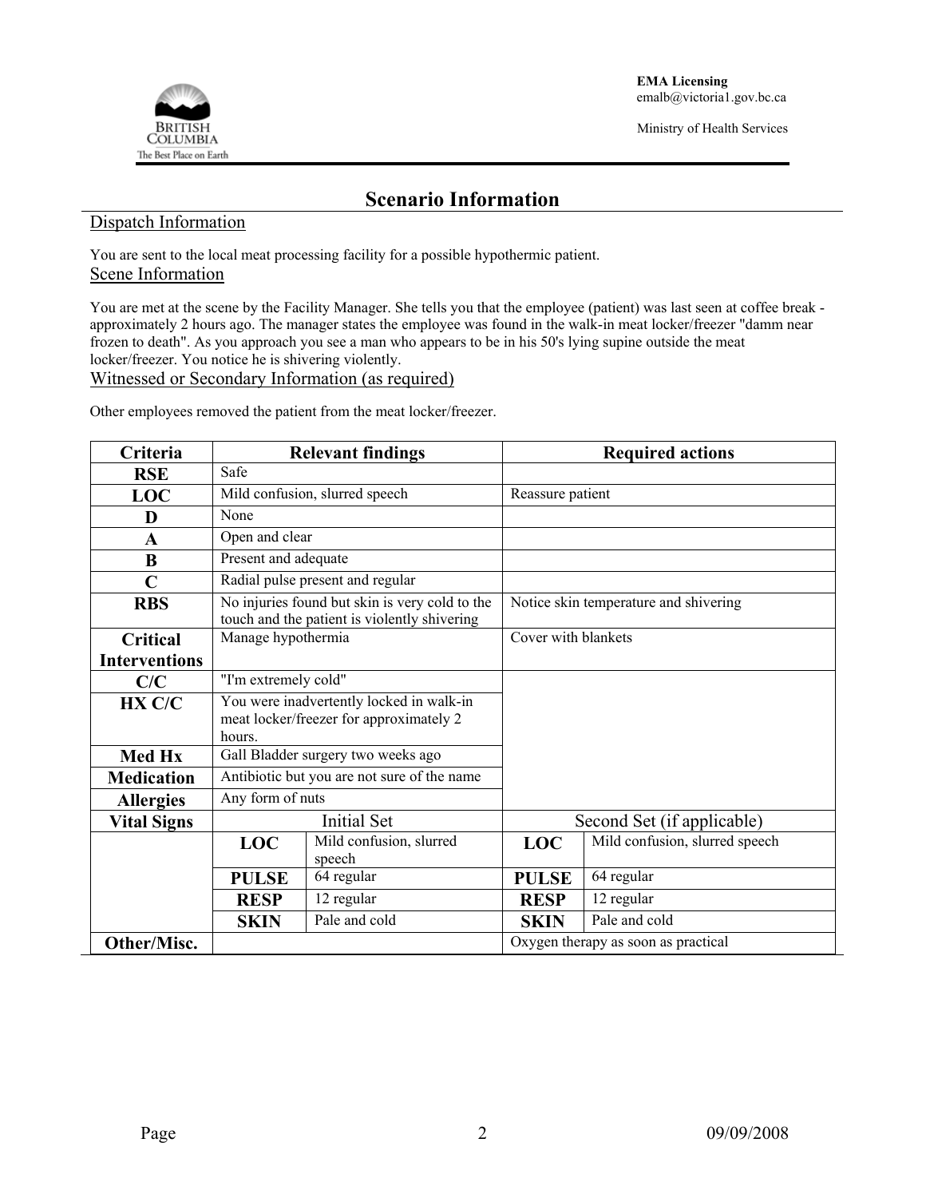EMA Licensing
emalb@victoria1.gov.bc.ca

Ministry of Health Services

## Scenario Information

### Dispatch Information

You are sent to the local meat processing facility for a possible hypothermic patient.

### Scene Information

You are met at the scene by the Facility Manager. She tells you that the employee (patient) was last seen at coffee break - approximately 2 hours ago. The manager states the employee was found in the walk-in meat locker/freezer "damm near frozen to death". As you approach you see a man who appears to be in his 50's lying supine outside the meat locker/freezer. You notice he is shivering violently.

### Witnessed or Secondary Information (as required)

Other employees removed the patient from the meat locker/freezer.

| Criteria | Relevant findings | | Required actions | |
|---|---|---|---|---|
| **RSE** | Safe | | | |
| **LOC** | Mild confusion, slurred speech | | Reassure patient | |
| **D** | None | | | |
| **A** | Open and clear | | | |
| **B** | Present and adequate | | | |
| **C** | Radial pulse present and regular | | | |
| **RBS** | No injuries found but skin is very cold to the touch and the patient is violently shivering | | Notice skin temperature and shivering | |
| **Critical Interventions** | Manage hypothermia | | Cover with blankets | |
| **C/C** | "I'm extremely cold" | | | |
| **HX C/C** | You were inadvertently locked in walk-in meat locker/freezer for approximately 2 hours. | | | |
| **Med Hx** | Gall Bladder surgery two weeks ago | | | |
| **Medication** | Antibiotic but you are not sure of the name | | | |
| **Allergies** | Any form of nuts | | | |
| **Vital Signs** | Initial Set | | Second Set (if applicable) | |
| | **LOC** | Mild confusion, slurred speech | **LOC** | Mild confusion, slurred speech |
| | **PULSE** | 64 regular | **PULSE** | 64 regular |
| | **RESP** | 12 regular | **RESP** | 12 regular |
| | **SKIN** | Pale and cold | **SKIN** | Pale and cold |
| **Other/Misc.** | | | Oxygen therapy as soon as practical | |